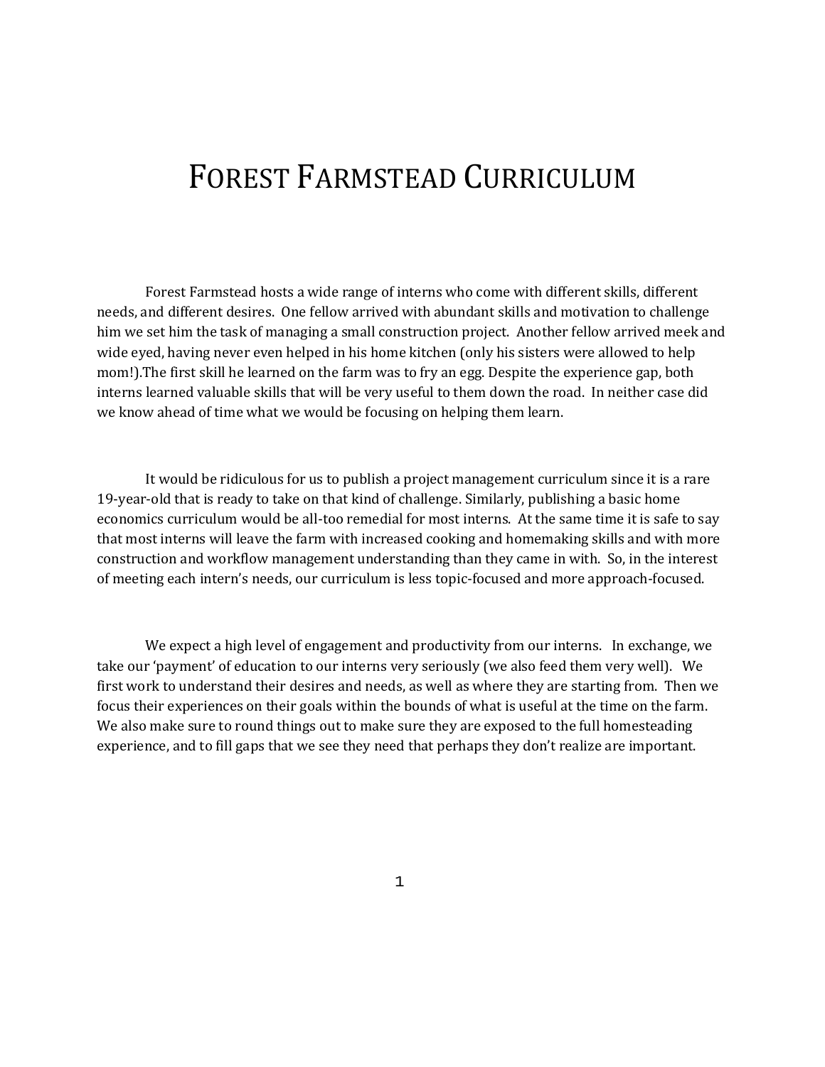# FOREST FARMSTEAD CURRICULUM

Forest Farmstead hosts a wide range of interns who come with different skills, different needs, and different desires. One fellow arrived with abundant skills and motivation to challenge him we set him the task of managing a small construction project. Another fellow arrived meek and wide eyed, having never even helped in his home kitchen (only his sisters were allowed to help mom!).The first skill he learned on the farm was to fry an egg. Despite the experience gap, both interns learned valuable skills that will be very useful to them down the road. In neither case did we know ahead of time what we would be focusing on helping them learn.

It would be ridiculous for us to publish a project management curriculum since it is a rare 19-year-old that is ready to take on that kind of challenge. Similarly, publishing a basic home economics curriculum would be all-too remedial for most interns. At the same time it is safe to say that most interns will leave the farm with increased cooking and homemaking skills and with more construction and workflow management understanding than they came in with. So, in the interest of meeting each intern's needs, our curriculum is less topic-focused and more approach-focused.

We expect a high level of engagement and productivity from our interns. In exchange, we take our 'payment' of education to our interns very seriously (we also feed them very well). We first work to understand their desires and needs, as well as where they are starting from. Then we focus their experiences on their goals within the bounds of what is useful at the time on the farm. We also make sure to round things out to make sure they are exposed to the full homesteading experience, and to fill gaps that we see they need that perhaps they don't realize are important.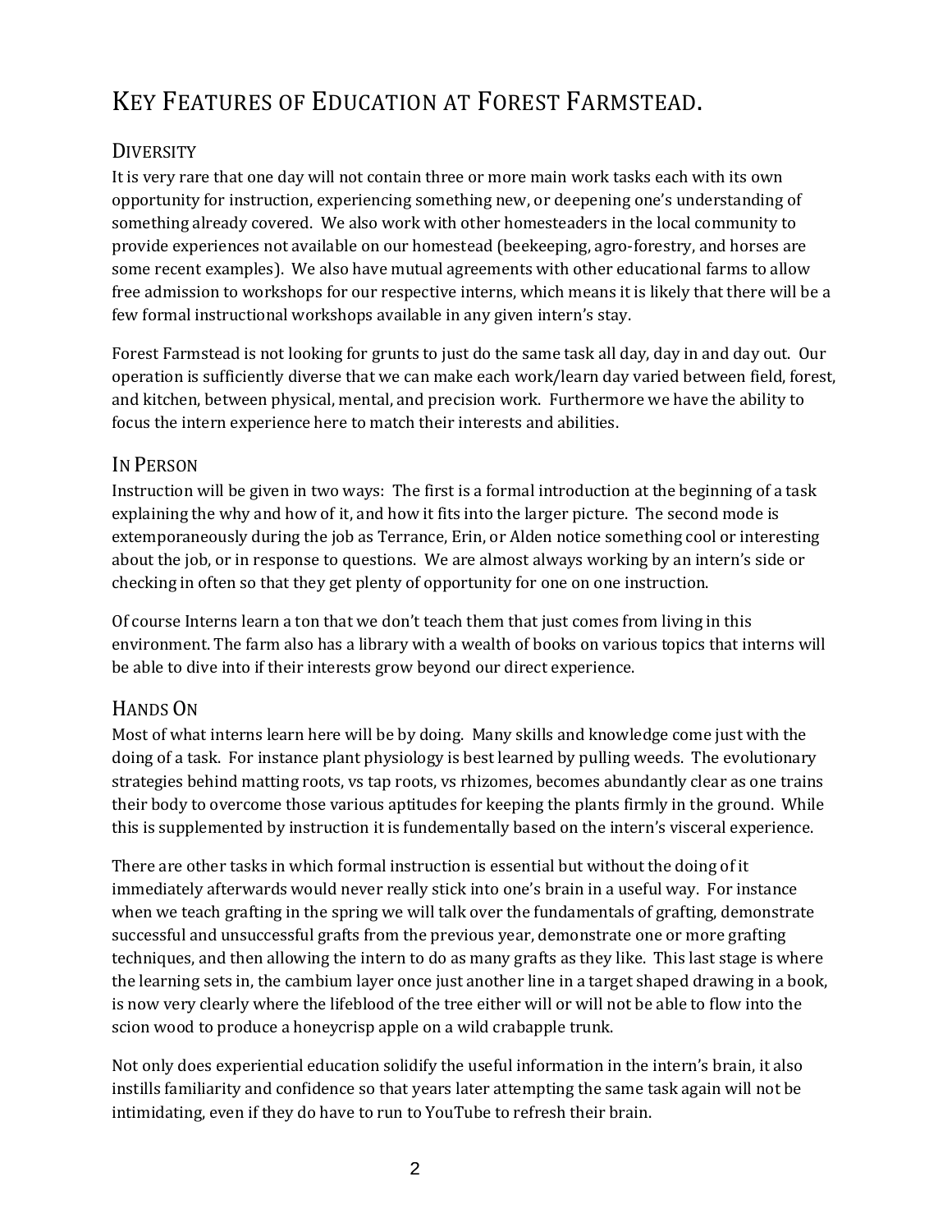# Key Features of Education at Forest Farmstead.

## Diversity

It is very rare that one day will not contain three or more main work tasks each with its own opportunity for instruction, experiencing something new, or deepening one's understanding of something already covered. We also work with other homesteaders in the local community to provide experiences not available on our homestead (beekeeping, agro-forestry, and horses are some recent examples). We also have mutual agreements with other educational farms to allow free admission to workshops for our respective interns, which means it is likely that there will be a few formal instructional workshops available in any given intern's stay.

Forest Farmstead is not looking for grunts to just do the same task all day, day in and day out. Our operation is sufficiently diverse that we can make each work/learn day varied between field, forest, and kitchen, between physical, mental, and precision work. Furthermore we have the ability to focus the intern experience here to match their interests and abilities.

## In Person

Instruction will be given in two ways: The first is a formal introduction at the beginning of a task explaining the why and how of it, and how it fits into the larger picture. The second mode is extemporaneously during the job as Terrance, Erin, or Alden notice something cool or interesting about the job, or in response to questions. We are almost always working by an intern's side or checking in often so that they get plenty of opportunity for one on one instruction.

Of course Interns learn a ton that we don't teach them that just comes from living in this environment. The farm also has a library with a wealth of books on various topics that interns will be able to dive into if their interests grow beyond our direct experience.

## Hands On

Most of what interns learn here will be by doing. Many skills and knowledge come just with the doing of a task. For instance plant physiology is best learned by pulling weeds. The evolutionary strategies behind matting roots, vs tap roots, vs rhizomes, becomes abundantly clear as one trains their body to overcome those various aptitudes for keeping the plants firmly in the ground. While this is supplemented by instruction it is fundementally based on the intern's visceral experience.

There are other tasks in which formal instruction is essential but without the doing of it immediately afterwards would never really stick into one's brain in a useful way. For instance when we teach grafting in the spring we will talk over the fundamentals of grafting, demonstrate successful and unsuccessful grafts from the previous year, demonstrate one or more grafting techniques, and then allowing the intern to do as many grafts as they like. This last stage is where the learning sets in, the cambium layer once just another line in a target shaped drawing in a book, is now very clearly where the lifeblood of the tree either will or will not be able to flow into the scion wood to produce a honeycrisp apple on a wild crabapple trunk.

Not only does experiential education solidify the useful information in the intern's brain, it also instills familiarity and confidence so that years later attempting the same task again will not be intimidating, even if they do have to run to YouTube to refresh their brain.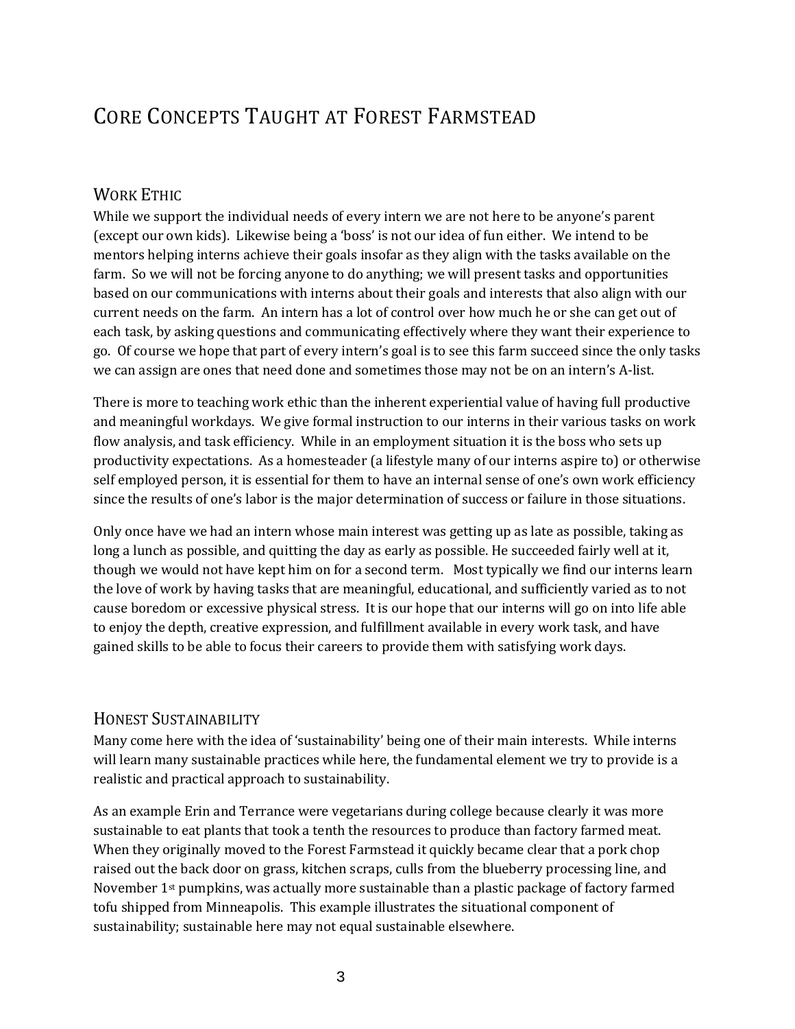# Core Concepts Taught at Forest Farmstead

## Work Ethic

While we support the individual needs of every intern we are not here to be anyone's parent (except our own kids). Likewise being a 'boss' is not our idea of fun either. We intend to be mentors helping interns achieve their goals insofar as they align with the tasks available on the farm. So we will not be forcing anyone to do anything; we will present tasks and opportunities based on our communications with interns about their goals and interests that also align with our current needs on the farm. An intern has a lot of control over how much he or she can get out of each task, by asking questions and communicating effectively where they want their experience to go. Of course we hope that part of every intern's goal is to see this farm succeed since the only tasks we can assign are ones that need done and sometimes those may not be on an intern's A-list.

There is more to teaching work ethic than the inherent experiential value of having full productive and meaningful workdays. We give formal instruction to our interns in their various tasks on work flow analysis, and task efficiency. While in an employment situation it is the boss who sets up productivity expectations. As a homesteader (a lifestyle many of our interns aspire to) or otherwise self employed person, it is essential for them to have an internal sense of one's own work efficiency since the results of one's labor is the major determination of success or failure in those situations.

Only once have we had an intern whose main interest was getting up as late as possible, taking as long a lunch as possible, and quitting the day as early as possible. He succeeded fairly well at it, though we would not have kept him on for a second term. Most typically we find our interns learn the love of work by having tasks that are meaningful, educational, and sufficiently varied as to not cause boredom or excessive physical stress. It is our hope that our interns will go on into life able to enjoy the depth, creative expression, and fulfillment available in every work task, and have gained skills to be able to focus their careers to provide them with satisfying work days.

## Honest Sustainability

Many come here with the idea of 'sustainability' being one of their main interests. While interns will learn many sustainable practices while here, the fundamental element we try to provide is a realistic and practical approach to sustainability.

As an example Erin and Terrance were vegetarians during college because clearly it was more sustainable to eat plants that took a tenth the resources to produce than factory farmed meat. When they originally moved to the Forest Farmstead it quickly became clear that a pork chop raised out the back door on grass, kitchen scraps, culls from the blueberry processing line, and November 1st pumpkins, was actually more sustainable than a plastic package of factory farmed tofu shipped from Minneapolis. This example illustrates the situational component of sustainability; sustainable here may not equal sustainable elsewhere.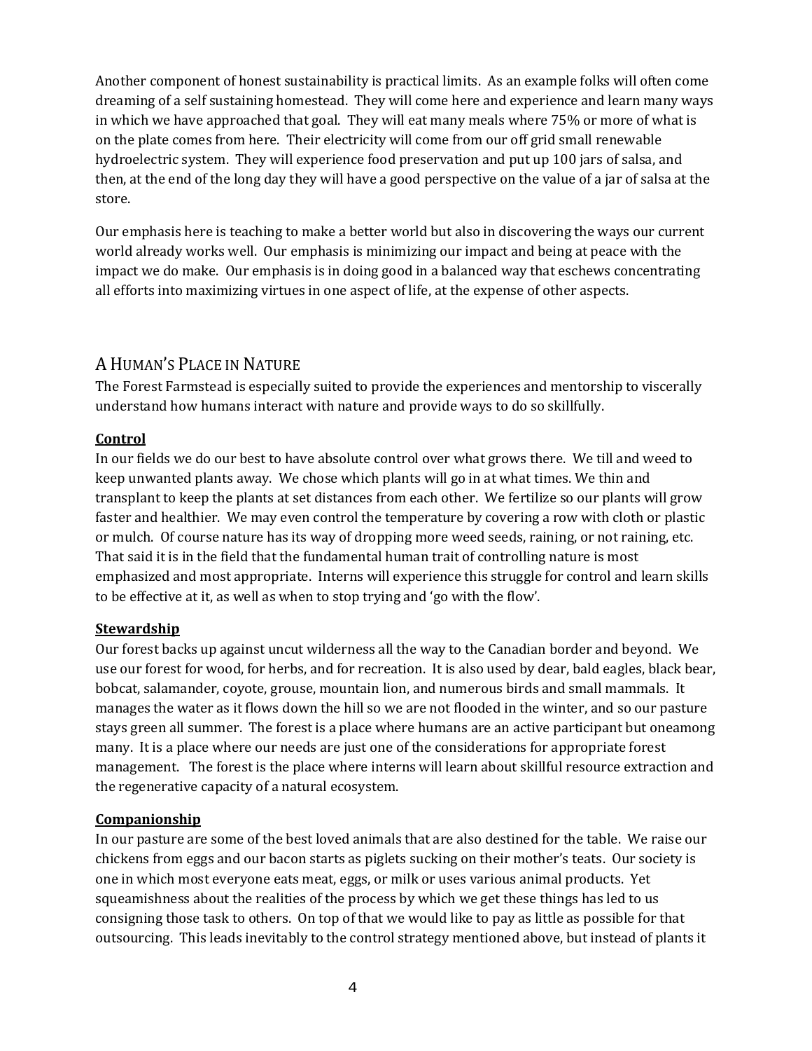Another component of honest sustainability is practical limits. As an example folks will often come dreaming of a self sustaining homestead. They will come here and experience and learn many ways in which we have approached that goal. They will eat many meals where 75% or more of what is on the plate comes from here. Their electricity will come from our off grid small renewable hydroelectric system. They will experience food preservation and put up 100 jars of salsa, and then, at the end of the long day they will have a good perspective on the value of a jar of salsa at the store.

Our emphasis here is teaching to make a better world but also in discovering the ways our current world already works well. Our emphasis is minimizing our impact and being at peace with the impact we do make. Our emphasis is in doing good in a balanced way that eschews concentrating all efforts into maximizing virtues in one aspect of life, at the expense of other aspects.

## A Human's Place in Nature

The Forest Farmstead is especially suited to provide the experiences and mentorship to viscerally understand how humans interact with nature and provide ways to do so skillfully.

### Control

In our fields we do our best to have absolute control over what grows there. We till and weed to keep unwanted plants away. We chose which plants will go in at what times. We thin and transplant to keep the plants at set distances from each other. We fertilize so our plants will grow faster and healthier. We may even control the temperature by covering a row with cloth or plastic or mulch. Of course nature has its way of dropping more weed seeds, raining, or not raining, etc. That said it is in the field that the fundamental human trait of controlling nature is most emphasized and most appropriate. Interns will experience this struggle for control and learn skills to be effective at it, as well as when to stop trying and 'go with the flow'.

### Stewardship

Our forest backs up against uncut wilderness all the way to the Canadian border and beyond. We use our forest for wood, for herbs, and for recreation. It is also used by dear, bald eagles, black bear, bobcat, salamander, coyote, grouse, mountain lion, and numerous birds and small mammals. It manages the water as it flows down the hill so we are not flooded in the winter, and so our pasture stays green all summer. The forest is a place where humans are an active participant but oneamong many. It is a place where our needs are just one of the considerations for appropriate forest management. The forest is the place where interns will learn about skillful resource extraction and the regenerative capacity of a natural ecosystem.

### Companionship

In our pasture are some of the best loved animals that are also destined for the table. We raise our chickens from eggs and our bacon starts as piglets sucking on their mother's teats. Our society is one in which most everyone eats meat, eggs, or milk or uses various animal products. Yet squeamishness about the realities of the process by which we get these things has led to us consigning those task to others. On top of that we would like to pay as little as possible for that outsourcing. This leads inevitably to the control strategy mentioned above, but instead of plants it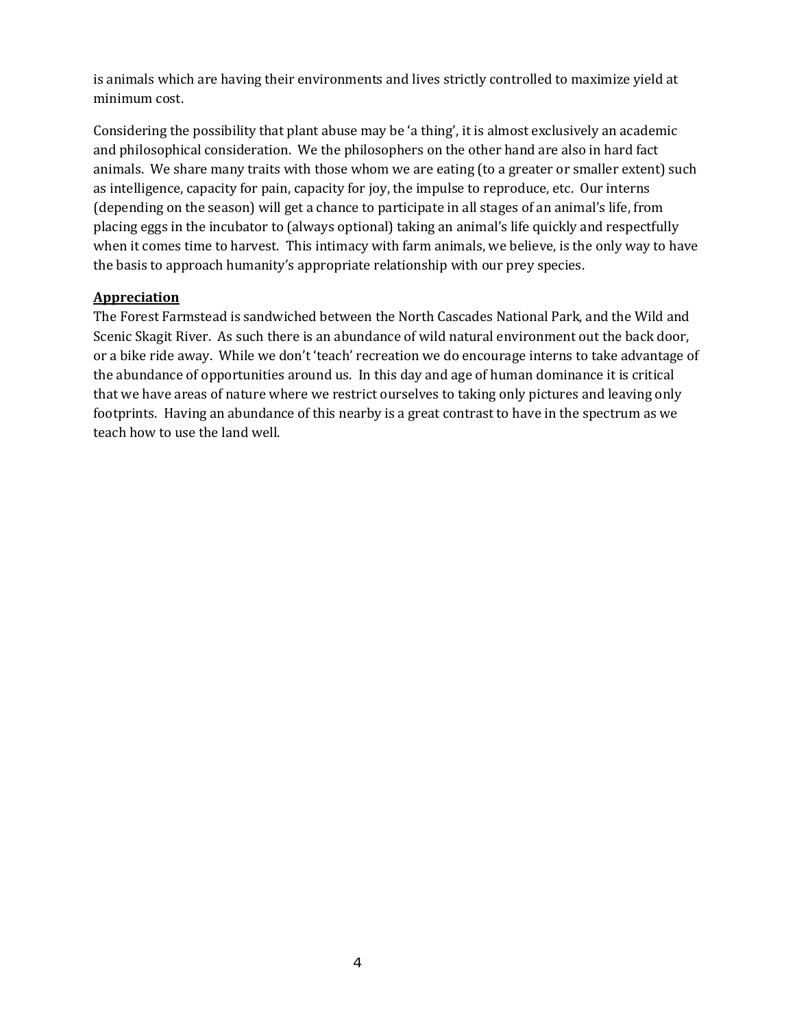is animals which are having their environments and lives strictly controlled to maximize yield at minimum cost.

Considering the possibility that plant abuse may be 'a thing', it is almost exclusively an academic and philosophical consideration. We the philosophers on the other hand are also in hard fact animals. We share many traits with those whom we are eating (to a greater or smaller extent) such as intelligence, capacity for pain, capacity for joy, the impulse to reproduce, etc. Our interns (depending on the season) will get a chance to participate in all stages of an animal's life, from placing eggs in the incubator to (always optional) taking an animal's life quickly and respectfully when it comes time to harvest. This intimacy with farm animals, we believe, is the only way to have the basis to approach humanity's appropriate relationship with our prey species.

**Appreciation**

The Forest Farmstead is sandwiched between the North Cascades National Park, and the Wild and Scenic Skagit River. As such there is an abundance of wild natural environment out the back door, or a bike ride away. While we don't 'teach' recreation we do encourage interns to take advantage of the abundance of opportunities around us. In this day and age of human dominance it is critical that we have areas of nature where we restrict ourselves to taking only pictures and leaving only footprints. Having an abundance of this nearby is a great contrast to have in the spectrum as we teach how to use the land well.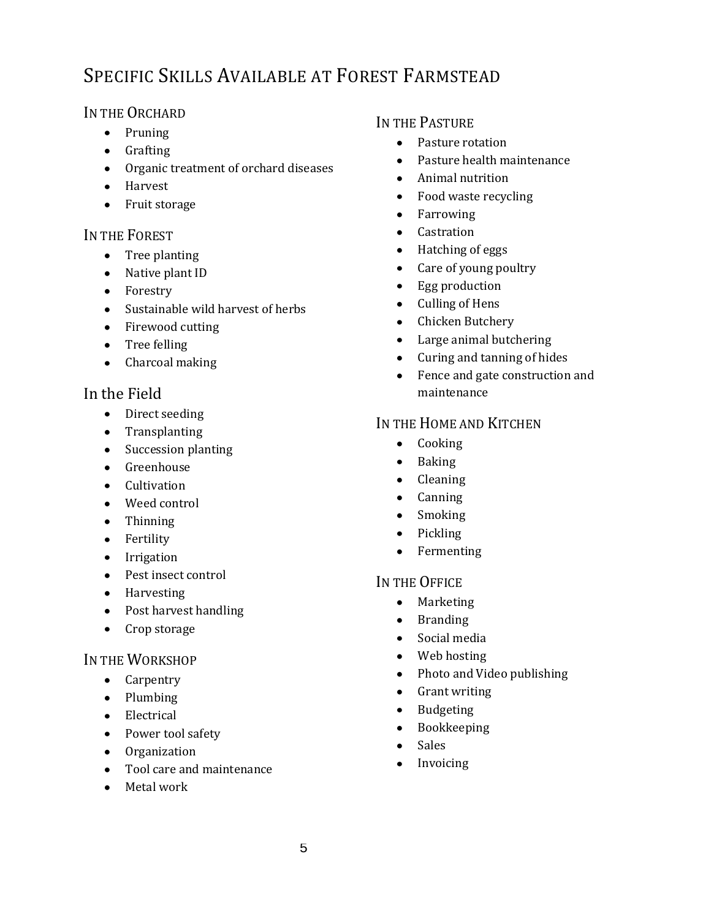# Specific Skills Available at Forest Farmstead

### In the Orchard

- Pruning
- Grafting
- Organic treatment of orchard diseases
- Harvest
- Fruit storage

### In the Forest

- Tree planting
- Native plant ID
- Forestry
- Sustainable wild harvest of herbs
- Firewood cutting
- Tree felling
- Charcoal making

### In the Field

- Direct seeding
- Transplanting
- Succession planting
- Greenhouse
- Cultivation
- Weed control
- Thinning
- Fertility
- Irrigation
- Pest insect control
- Harvesting
- Post harvest handling
- Crop storage

### In the Workshop

- Carpentry
- Plumbing
- Electrical
- Power tool safety
- Organization
- Tool care and maintenance
- Metal work

### In the Pasture

- Pasture rotation
- Pasture health maintenance
- Animal nutrition
- Food waste recycling
- Farrowing
- Castration
- Hatching of eggs
- Care of young poultry
- Egg production
- Culling of Hens
- Chicken Butchery
- Large animal butchering
- Curing and tanning of hides
- Fence and gate construction and maintenance

### In the Home and Kitchen

- Cooking
- Baking
- Cleaning
- Canning
- Smoking
- Pickling
- Fermenting

### In the Office

- Marketing
- Branding
- Social media
- Web hosting
- Photo and Video publishing
- Grant writing
- Budgeting
- Bookkeeping
- Sales
- Invoicing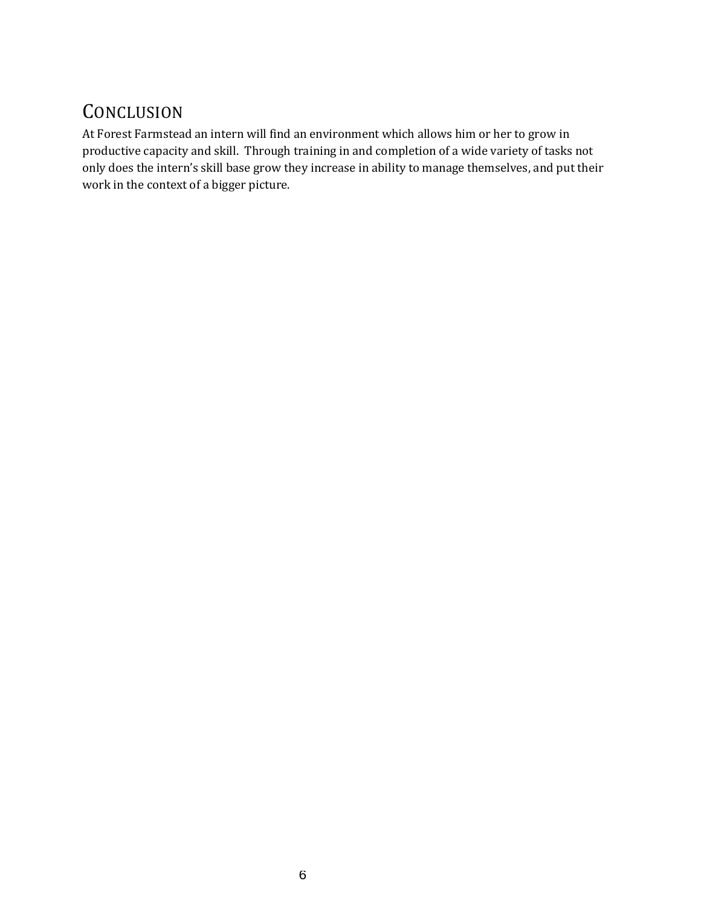## Conclusion

At Forest Farmstead an intern will find an environment which allows him or her to grow in productive capacity and skill. Through training in and completion of a wide variety of tasks not only does the intern's skill base grow they increase in ability to manage themselves, and put their work in the context of a bigger picture.